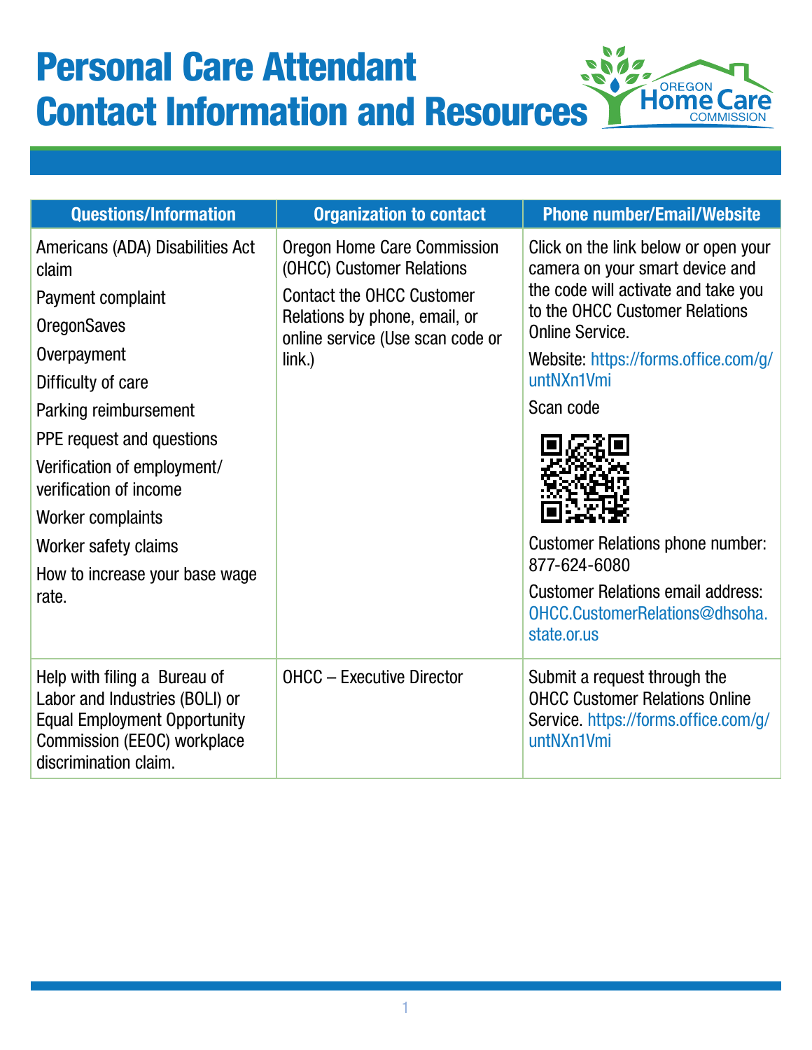# Personal Care Attendant Contact Information and Resources

| Questions/Information | Organization to contact | Phone number/Email/Website |
|---|---|---|
| Americans (ADA) Disabilities Act claim<br>Payment complaint<br>OregonSaves<br>Overpayment<br>Difficulty of care<br>Parking reimbursement<br>PPE request and questions<br>Verification of employment/ verification of income<br>Worker complaints<br>Worker safety claims<br>How to increase your base wage rate. | Oregon Home Care Commission (OHCC) Customer Relations<br>Contact the OHCC Customer Relations by phone, email, or online service (Use scan code or link.) | Click on the link below or open your camera on your smart device and the code will activate and take you to the OHCC Customer Relations Online Service.<br>Website: https://forms.office.com/g/untNXn1Vmi<br>Scan code<br>Customer Relations phone number: 877-624-6080<br>Customer Relations email address: OHCC.CustomerRelations@dhsoha.state.or.us |
| Help with filing a Bureau of Labor and Industries (BOLI) or Equal Employment Opportunity Commission (EEOC) workplace discrimination claim. | OHCC – Executive Director | Submit a request through the OHCC Customer Relations Online Service. https://forms.office.com/g/untNXn1Vmi |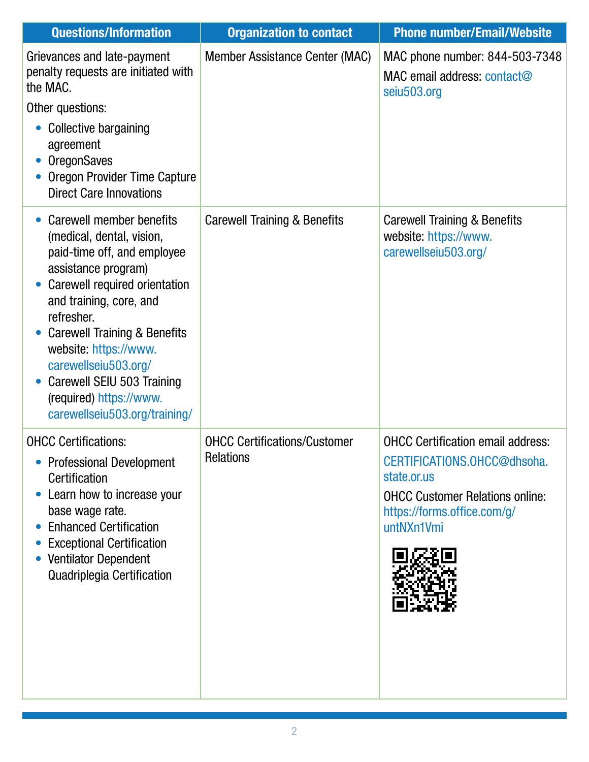| Questions/Information | Organization to contact | Phone number/Email/Website |
|---|---|---|
| Grievances and late-payment penalty requests are initiated with the MAC.<br>Other questions:<br>• Collective bargaining agreement<br>• OregonSaves<br>• Oregon Provider Time Capture Direct Care Innovations | Member Assistance Center (MAC) | MAC phone number: 844-503-7348<br>MAC email address: contact@seiu503.org |
| • Carewell member benefits (medical, dental, vision, paid-time off, and employee assistance program)<br>• Carewell required orientation and training, core, and refresher.<br>• Carewell Training & Benefits website: https://www.carewellseiu503.org/<br>• Carewell SEIU 503 Training (required) https://www.carewellseiu503.org/training/ | Carewell Training & Benefits | Carewell Training & Benefits website: https://www.carewellseiu503.org/ |
| OHCC Certifications:<br>• Professional Development Certification<br>• Learn how to increase your base wage rate.<br>• Enhanced Certification<br>• Exceptional Certification<br>• Ventilator Dependent Quadriplegia Certification | OHCC Certifications/Customer Relations | OHCC Certification email address: CERTIFICATIONS.OHCC@dhsoha.state.or.us<br>OHCC Customer Relations online: https://forms.office.com/g/untNXn1Vmi |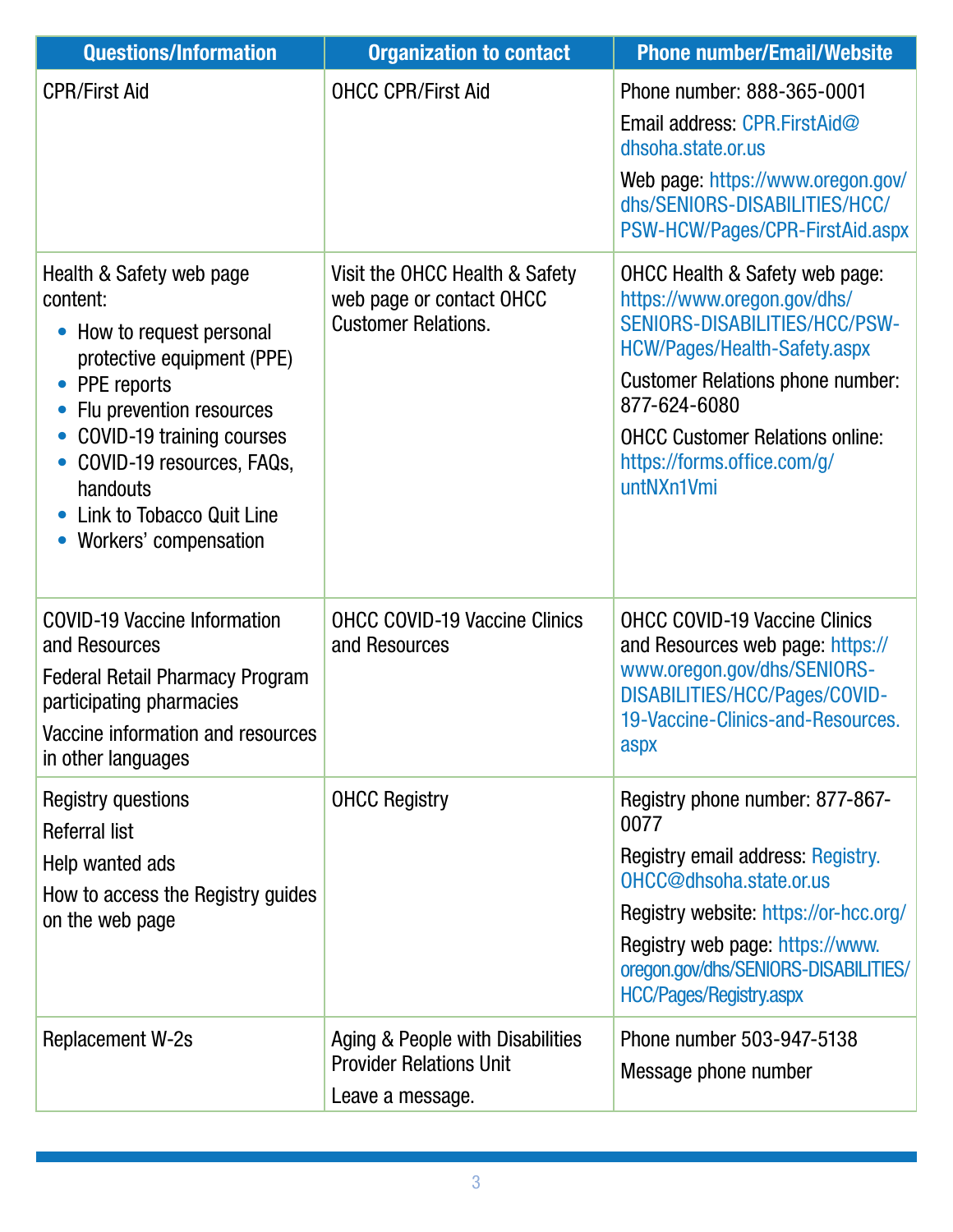| Questions/Information | Organization to contact | Phone number/Email/Website |
|---|---|---|
| CPR/First Aid | OHCC CPR/First Aid | Phone number: 888-365-0001<br>Email address: CPR.FirstAid@dhsoha.state.or.us<br>Web page: https://www.oregon.gov/dhs/SENIORS-DISABILITIES/HCC/PSW-HCW/Pages/CPR-FirstAid.aspx |
| Health & Safety web page content:<br>• How to request personal protective equipment (PPE)<br>• PPE reports<br>• Flu prevention resources<br>• COVID-19 training courses<br>• COVID-19 resources, FAQs, handouts<br>• Link to Tobacco Quit Line<br>• Workers' compensation | Visit the OHCC Health & Safety web page or contact OHCC Customer Relations. | OHCC Health & Safety web page: https://www.oregon.gov/dhs/SENIORS-DISABILITIES/HCC/PSW-HCW/Pages/Health-Safety.aspx<br>Customer Relations phone number: 877-624-6080<br>OHCC Customer Relations online: https://forms.office.com/g/untNXn1Vmi |
| COVID-19 Vaccine Information and Resources<br>Federal Retail Pharmacy Program participating pharmacies<br>Vaccine information and resources in other languages | OHCC COVID-19 Vaccine Clinics and Resources | OHCC COVID-19 Vaccine Clinics and Resources web page: https://www.oregon.gov/dhs/SENIORS-DISABILITIES/HCC/Pages/COVID-19-Vaccine-Clinics-and-Resources.aspx |
| Registry questions<br>Referral list<br>Help wanted ads<br>How to access the Registry guides on the web page | OHCC Registry | Registry phone number: 877-867-0077<br>Registry email address: Registry.OHCC@dhsoha.state.or.us<br>Registry website: https://or-hcc.org/<br>Registry web page: https://www.oregon.gov/dhs/SENIORS-DISABILITIES/HCC/Pages/Registry.aspx |
| Replacement W-2s | Aging & People with Disabilities Provider Relations Unit<br>Leave a message. | Phone number 503-947-5138<br>Message phone number |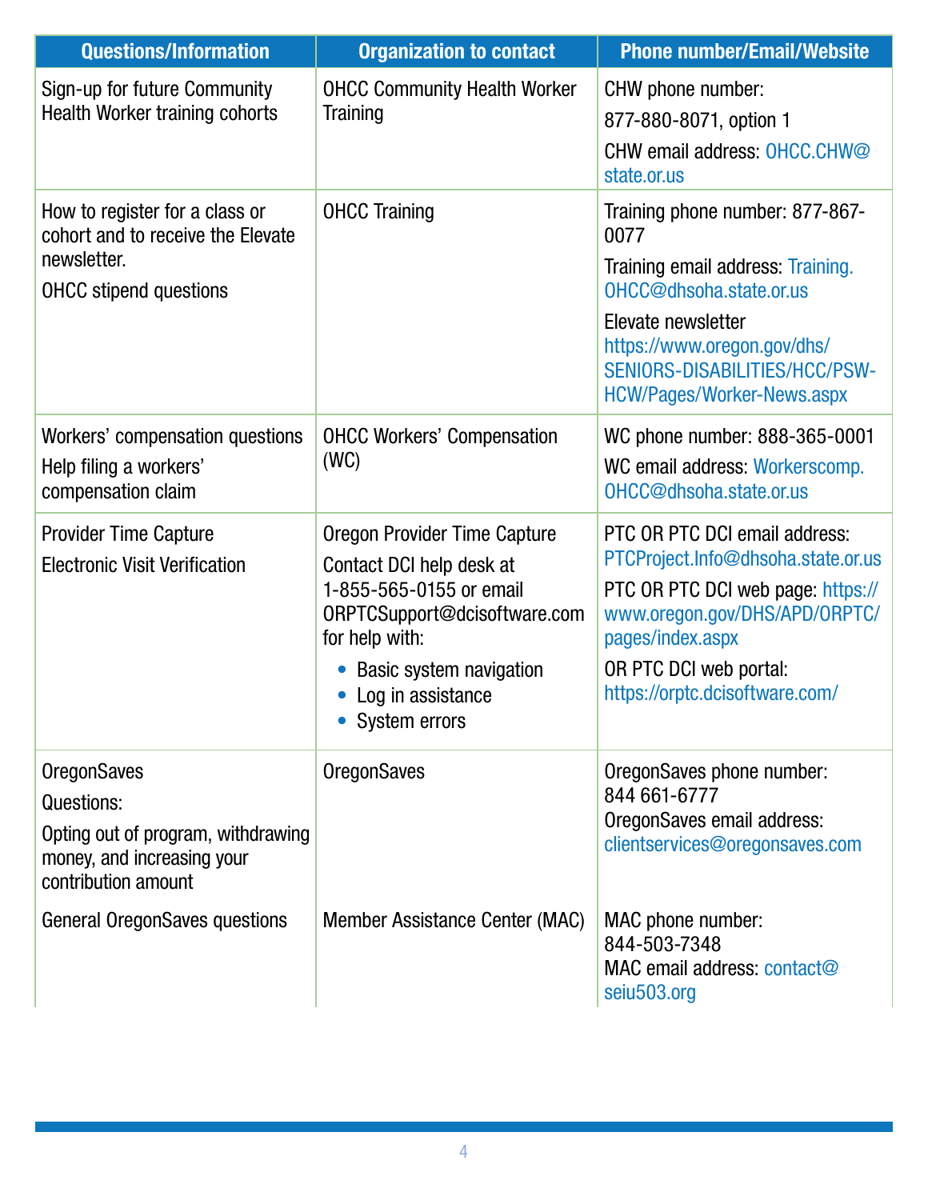| Questions/Information | Organization to contact | Phone number/Email/Website |
|---|---|---|
| Sign-up for future Community Health Worker training cohorts | OHCC Community Health Worker Training | CHW phone number: 877-880-8071, option 1<br>CHW email address: OHCC.CHW@state.or.us |
| How to register for a class or cohort and to receive the Elevate newsletter.<br>OHCC stipend questions | OHCC Training | Training phone number: 877-867-0077<br>Training email address: Training.OHCC@dhsoha.state.or.us<br>Elevate newsletter https://www.oregon.gov/dhs/SENIORS-DISABILITIES/HCC/PSW-HCW/Pages/Worker-News.aspx |
| Workers' compensation questions<br>Help filing a workers' compensation claim | OHCC Workers' Compensation (WC) | WC phone number: 888-365-0001<br>WC email address: Workerscomp.OHCC@dhsoha.state.or.us |
| Provider Time Capture<br>Electronic Visit Verification | Oregon Provider Time Capture<br>Contact DCI help desk at 1-855-565-0155 or email ORPTCSupport@dcisoftware.com for help with:<br>• Basic system navigation<br>• Log in assistance<br>• System errors | PTC OR PTC DCI email address: PTCProject.Info@dhsoha.state.or.us<br>PTC OR PTC DCI web page: https://www.oregon.gov/DHS/APD/ORPTC/pages/index.aspx<br>OR PTC DCI web portal: https://orptc.dcisoftware.com/ |
| OregonSaves<br>Questions:<br>Opting out of program, withdrawing money, and increasing your contribution amount | OregonSaves | OregonSaves phone number: 844 661-6777<br>OregonSaves email address: clientservices@oregonsaves.com |
| General OregonSaves questions | Member Assistance Center (MAC) | MAC phone number: 844-503-7348<br>MAC email address: contact@seiu503.org |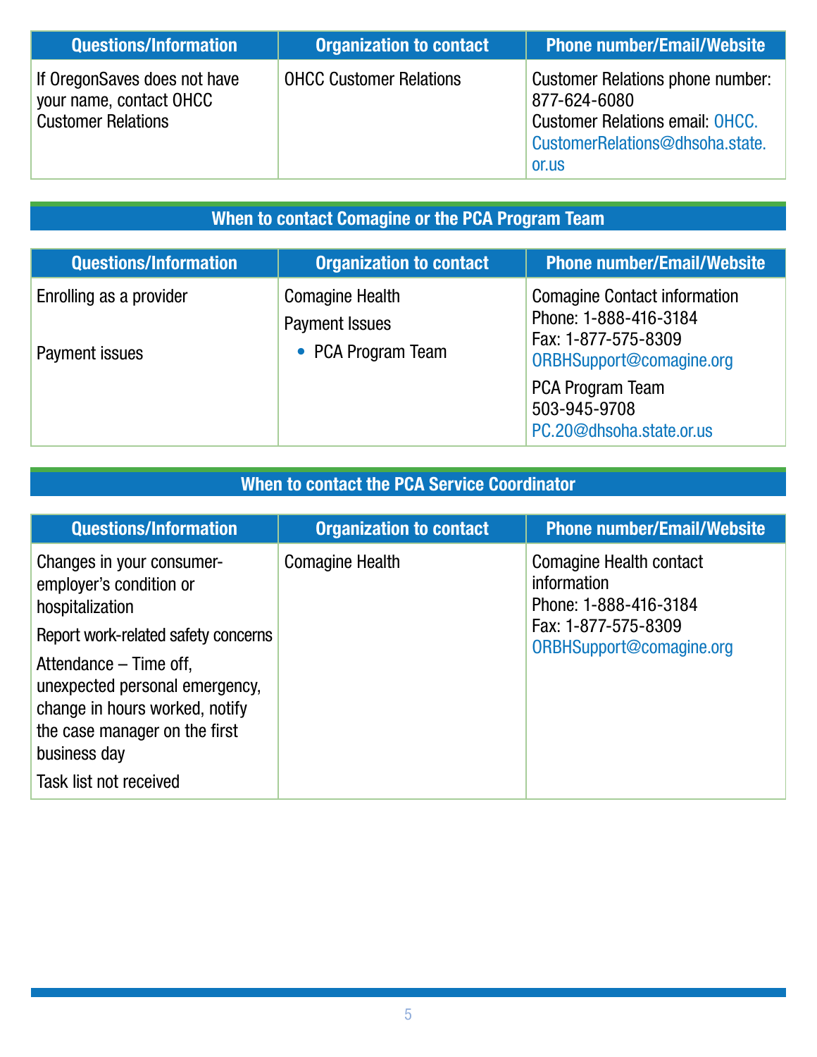| Questions/Information | Organization to contact | Phone number/Email/Website |
|---|---|---|
| If OregonSaves does not have your name, contact OHCC Customer Relations | OHCC Customer Relations | Customer Relations phone number: 877-624-6080<br>Customer Relations email: OHCC.CustomerRelations@dhsoha.state.or.us |

## When to contact Comagine or the PCA Program Team

| Questions/Information | Organization to contact | Phone number/Email/Website |
|---|---|---|
| Enrolling as a provider<br><br>Payment issues | Comagine Health<br>Payment Issues<br>• PCA Program Team | Comagine Contact information<br>Phone: 1-888-416-3184<br>Fax: 1-877-575-8309<br>ORBHSupport@comagine.org<br>PCA Program Team<br>503-945-9708<br>PC.20@dhsoha.state.or.us |

## When to contact the PCA Service Coordinator

| Questions/Information | Organization to contact | Phone number/Email/Website |
|---|---|---|
| Changes in your consumer-employer's condition or hospitalization<br>Report work-related safety concerns<br>Attendance – Time off, unexpected personal emergency, change in hours worked, notify the case manager on the first business day<br>Task list not received | Comagine Health | Comagine Health contact information<br>Phone: 1-888-416-3184<br>Fax: 1-877-575-8309<br>ORBHSupport@comagine.org |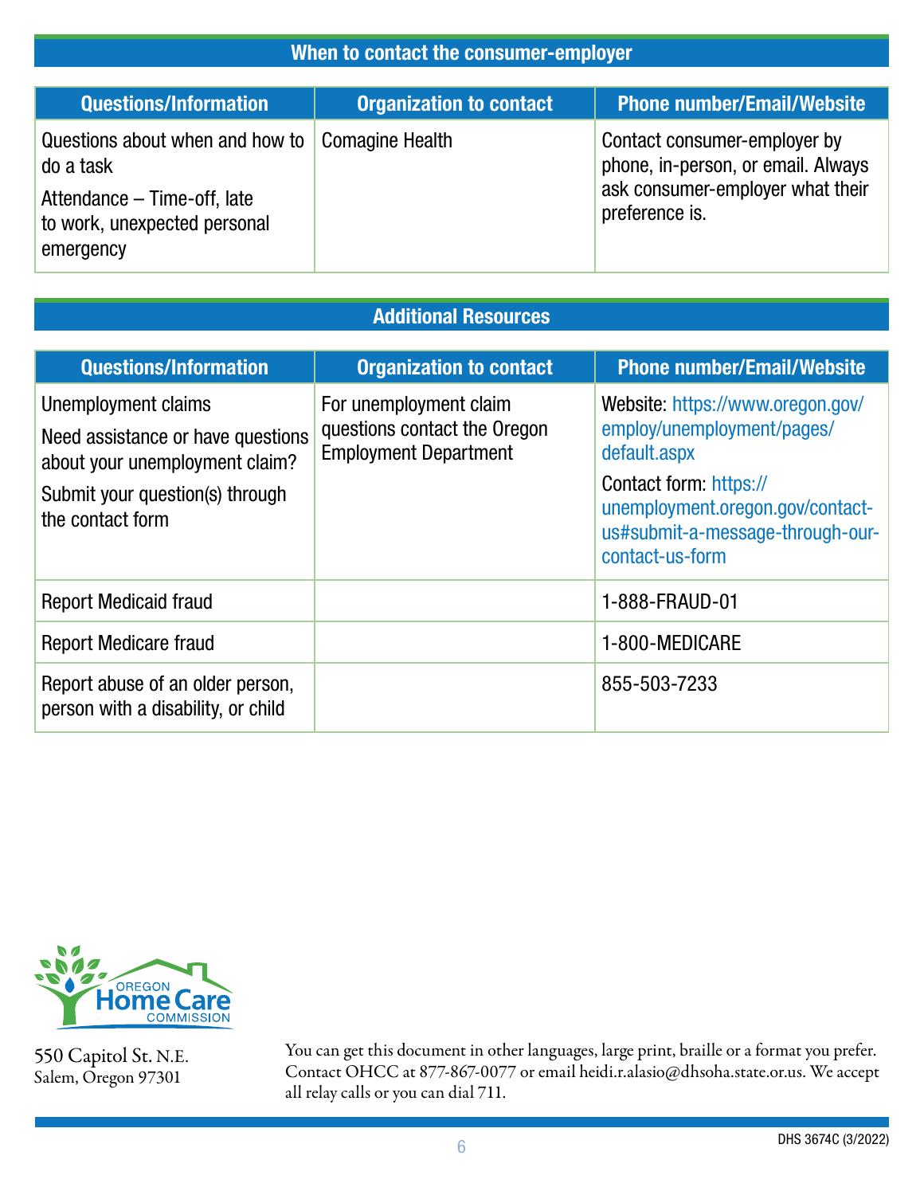## When to contact the consumer-employer

| Questions/Information | Organization to contact | Phone number/Email/Website |
|---|---|---|
| Questions about when and how to do a task<br>Attendance – Time-off, late to work, unexpected personal emergency | Comagine Health | Contact consumer-employer by phone, in-person, or email. Always ask consumer-employer what their preference is. |

## Additional Resources

| Questions/Information | Organization to contact | Phone number/Email/Website |
|---|---|---|
| Unemployment claims<br>Need assistance or have questions about your unemployment claim?<br>Submit your question(s) through the contact form | For unemployment claim questions contact the Oregon Employment Department | Website: https://www.oregon.gov/employ/unemployment/pages/default.aspx<br>Contact form: https://unemployment.oregon.gov/contact-us#submit-a-message-through-our-contact-us-form |
| Report Medicaid fraud | | 1-888-FRAUD-01 |
| Report Medicare fraud | | 1-800-MEDICARE |
| Report abuse of an older person, person with a disability, or child | | 855-503-7233 |

Oregon Home Care Commission

550 Capitol St. N.E.
Salem, Oregon 97301

You can get this document in other languages, large print, braille or a format you prefer. Contact OHCC at 877-867-0077 or email heidi.r.alasio@dhsoha.state.or.us. We accept all relay calls or you can dial 711.

DHS 3674C (3/2022)